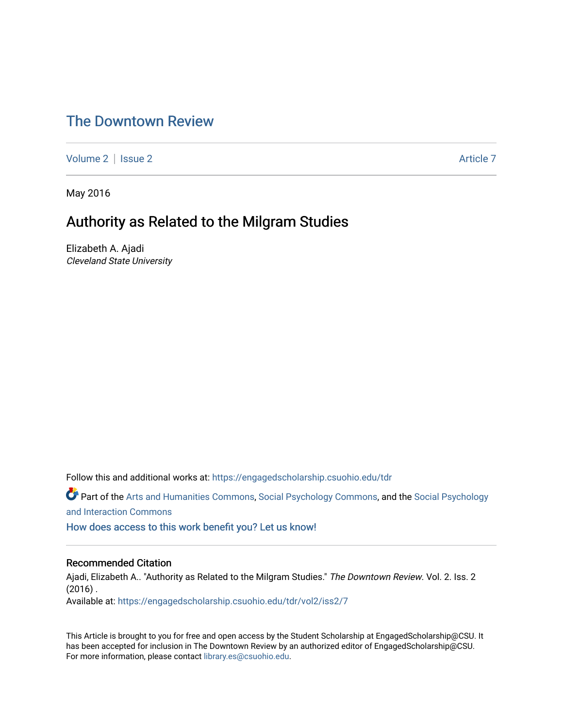# The Downtown Review

Volume 2 | Issue 2 Article 7

May 2016

## Authority as Related to the Milgram Studies

Elizabeth A. Ajadi
*Cleveland State University*

Follow this and additional works at: https://engagedscholarship.csuohio.edu/tdr

Part of the Arts and Humanities Commons, Social Psychology Commons, and the Social Psychology and Interaction Commons

How does access to this work benefit you? Let us know!

### Recommended Citation

Ajadi, Elizabeth A.. "Authority as Related to the Milgram Studies." *The Downtown Review*. Vol. 2. Iss. 2 (2016) .
Available at: https://engagedscholarship.csuohio.edu/tdr/vol2/iss2/7

This Article is brought to you for free and open access by the Student Scholarship at EngagedScholarship@CSU. It has been accepted for inclusion in The Downtown Review by an authorized editor of EngagedScholarship@CSU. For more information, please contact library.es@csuohio.edu.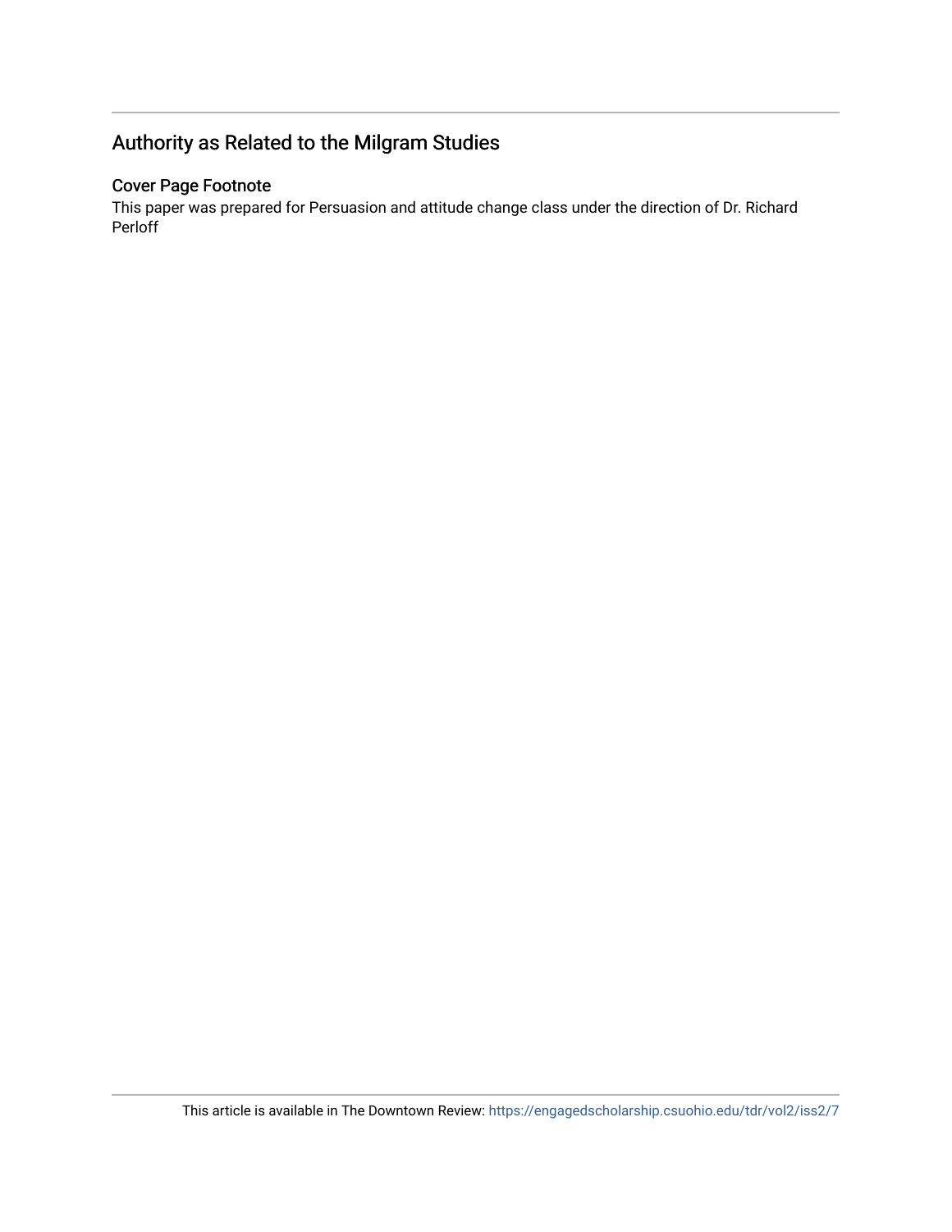## Authority as Related to the Milgram Studies

### Cover Page Footnote

This paper was prepared for Persuasion and attitude change class under the direction of Dr. Richard Perloff

This article is available in The Downtown Review: https://engagedscholarship.csuohio.edu/tdr/vol2/iss2/7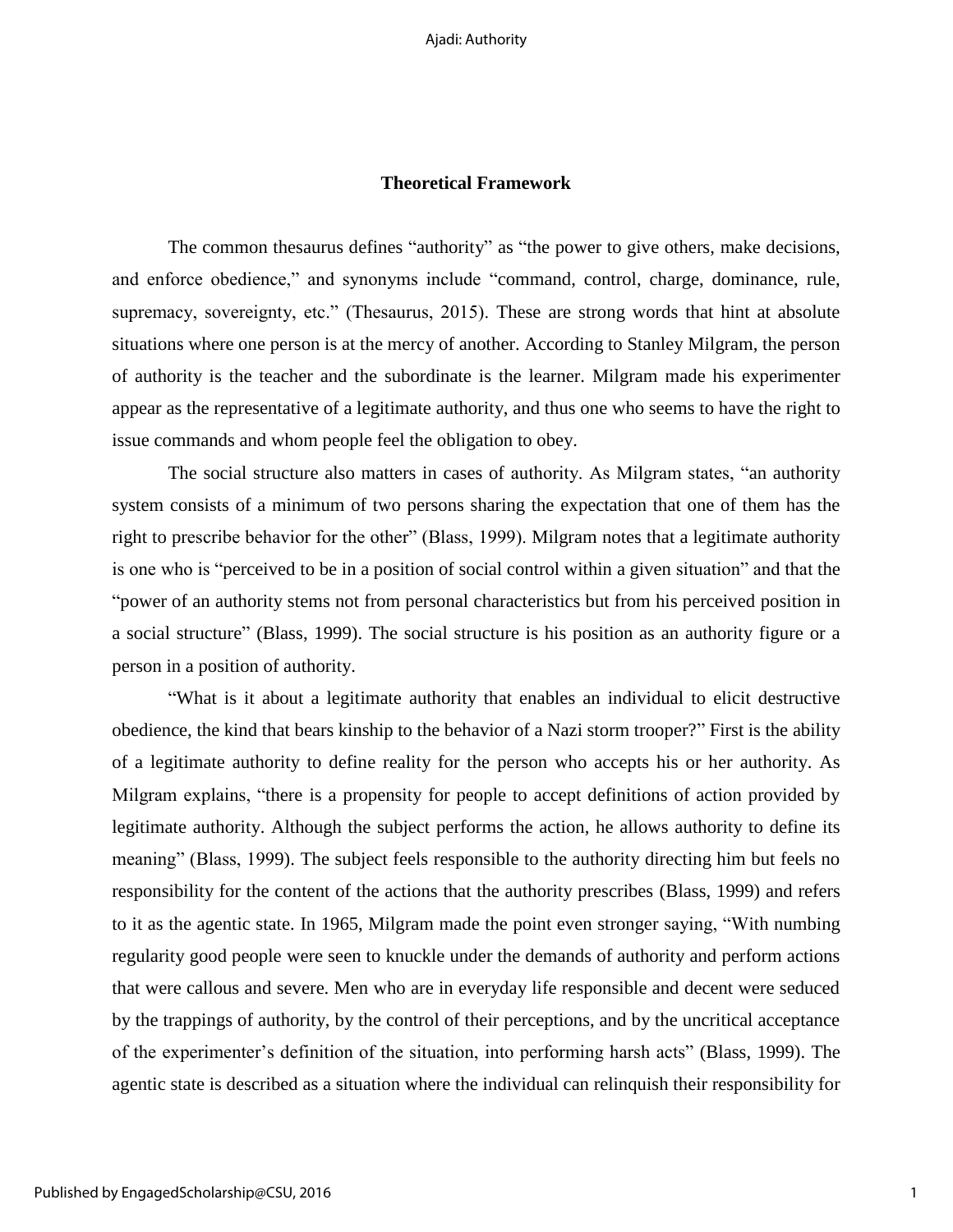## Theoretical Framework

The common thesaurus defines "authority" as "the power to give others, make decisions, and enforce obedience," and synonyms include "command, control, charge, dominance, rule, supremacy, sovereignty, etc." (Thesaurus, 2015). These are strong words that hint at absolute situations where one person is at the mercy of another. According to Stanley Milgram, the person of authority is the teacher and the subordinate is the learner. Milgram made his experimenter appear as the representative of a legitimate authority, and thus one who seems to have the right to issue commands and whom people feel the obligation to obey.

The social structure also matters in cases of authority. As Milgram states, "an authority system consists of a minimum of two persons sharing the expectation that one of them has the right to prescribe behavior for the other" (Blass, 1999). Milgram notes that a legitimate authority is one who is "perceived to be in a position of social control within a given situation" and that the "power of an authority stems not from personal characteristics but from his perceived position in a social structure" (Blass, 1999). The social structure is his position as an authority figure or a person in a position of authority.

"What is it about a legitimate authority that enables an individual to elicit destructive obedience, the kind that bears kinship to the behavior of a Nazi storm trooper?" First is the ability of a legitimate authority to define reality for the person who accepts his or her authority. As Milgram explains, "there is a propensity for people to accept definitions of action provided by legitimate authority. Although the subject performs the action, he allows authority to define its meaning" (Blass, 1999). The subject feels responsible to the authority directing him but feels no responsibility for the content of the actions that the authority prescribes (Blass, 1999) and refers to it as the agentic state. In 1965, Milgram made the point even stronger saying, "With numbing regularity good people were seen to knuckle under the demands of authority and perform actions that were callous and severe. Men who are in everyday life responsible and decent were seduced by the trappings of authority, by the control of their perceptions, and by the uncritical acceptance of the experimenter's definition of the situation, into performing harsh acts" (Blass, 1999). The agentic state is described as a situation where the individual can relinquish their responsibility for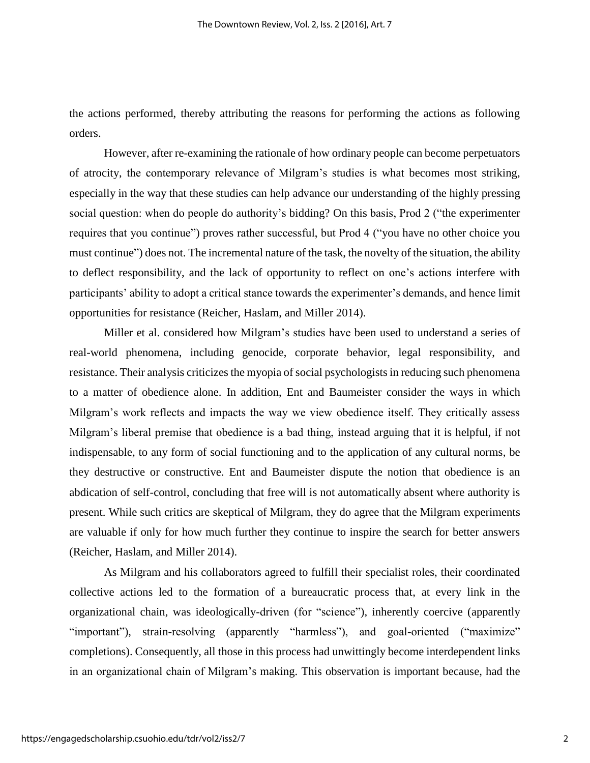the actions performed, thereby attributing the reasons for performing the actions as following orders.

However, after re-examining the rationale of how ordinary people can become perpetuators of atrocity, the contemporary relevance of Milgram's studies is what becomes most striking, especially in the way that these studies can help advance our understanding of the highly pressing social question: when do people do authority's bidding? On this basis, Prod 2 ("the experimenter requires that you continue") proves rather successful, but Prod 4 ("you have no other choice you must continue") does not. The incremental nature of the task, the novelty of the situation, the ability to deflect responsibility, and the lack of opportunity to reflect on one's actions interfere with participants' ability to adopt a critical stance towards the experimenter's demands, and hence limit opportunities for resistance (Reicher, Haslam, and Miller 2014).

Miller et al. considered how Milgram's studies have been used to understand a series of real-world phenomena, including genocide, corporate behavior, legal responsibility, and resistance. Their analysis criticizes the myopia of social psychologists in reducing such phenomena to a matter of obedience alone. In addition, Ent and Baumeister consider the ways in which Milgram's work reflects and impacts the way we view obedience itself. They critically assess Milgram's liberal premise that obedience is a bad thing, instead arguing that it is helpful, if not indispensable, to any form of social functioning and to the application of any cultural norms, be they destructive or constructive. Ent and Baumeister dispute the notion that obedience is an abdication of self-control, concluding that free will is not automatically absent where authority is present. While such critics are skeptical of Milgram, they do agree that the Milgram experiments are valuable if only for how much further they continue to inspire the search for better answers (Reicher, Haslam, and Miller 2014).

As Milgram and his collaborators agreed to fulfill their specialist roles, their coordinated collective actions led to the formation of a bureaucratic process that, at every link in the organizational chain, was ideologically-driven (for "science"), inherently coercive (apparently "important"), strain-resolving (apparently "harmless"), and goal-oriented ("maximize" completions). Consequently, all those in this process had unwittingly become interdependent links in an organizational chain of Milgram's making. This observation is important because, had the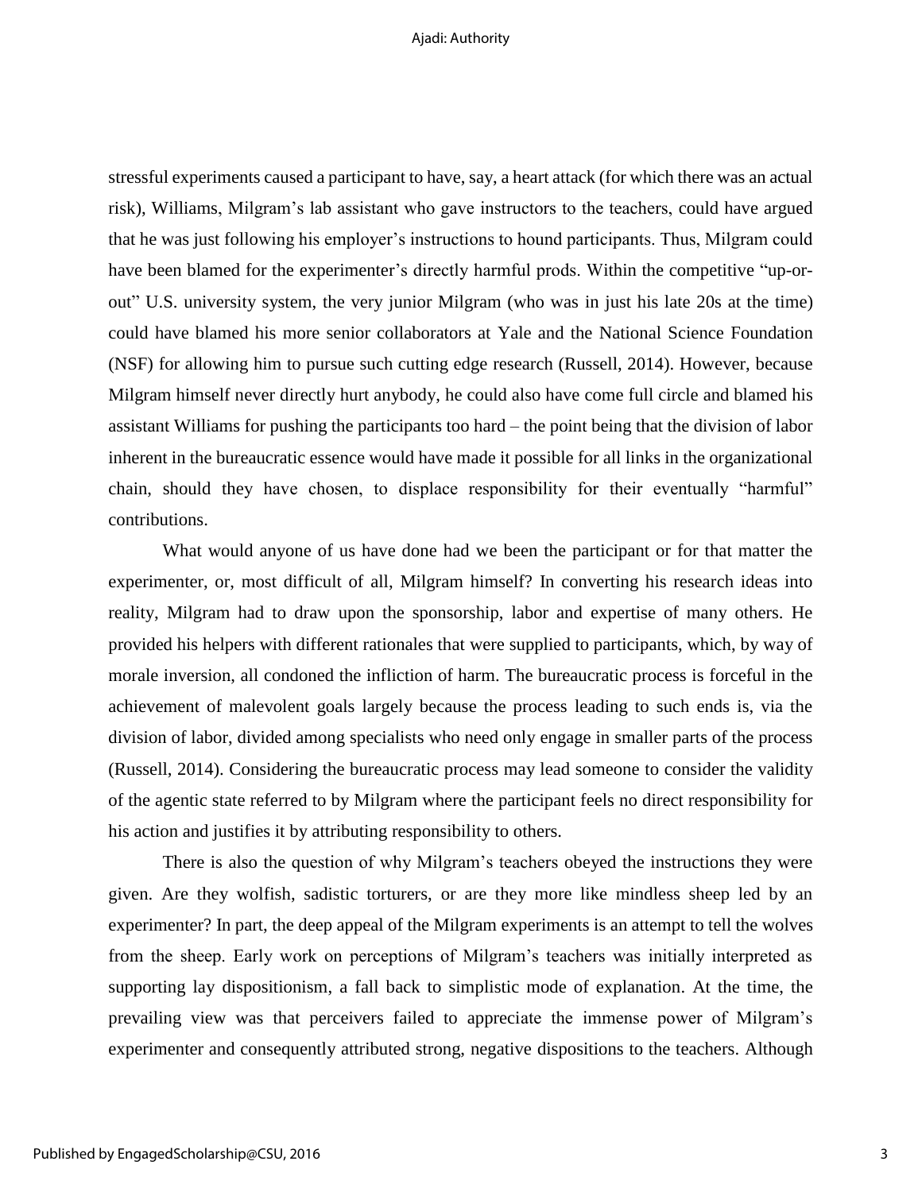stressful experiments caused a participant to have, say, a heart attack (for which there was an actual risk), Williams, Milgram's lab assistant who gave instructors to the teachers, could have argued that he was just following his employer's instructions to hound participants. Thus, Milgram could have been blamed for the experimenter's directly harmful prods. Within the competitive "up-or-out" U.S. university system, the very junior Milgram (who was in just his late 20s at the time) could have blamed his more senior collaborators at Yale and the National Science Foundation (NSF) for allowing him to pursue such cutting edge research (Russell, 2014). However, because Milgram himself never directly hurt anybody, he could also have come full circle and blamed his assistant Williams for pushing the participants too hard – the point being that the division of labor inherent in the bureaucratic essence would have made it possible for all links in the organizational chain, should they have chosen, to displace responsibility for their eventually "harmful" contributions.

What would anyone of us have done had we been the participant or for that matter the experimenter, or, most difficult of all, Milgram himself? In converting his research ideas into reality, Milgram had to draw upon the sponsorship, labor and expertise of many others. He provided his helpers with different rationales that were supplied to participants, which, by way of morale inversion, all condoned the infliction of harm. The bureaucratic process is forceful in the achievement of malevolent goals largely because the process leading to such ends is, via the division of labor, divided among specialists who need only engage in smaller parts of the process (Russell, 2014). Considering the bureaucratic process may lead someone to consider the validity of the agentic state referred to by Milgram where the participant feels no direct responsibility for his action and justifies it by attributing responsibility to others.

There is also the question of why Milgram's teachers obeyed the instructions they were given. Are they wolfish, sadistic torturers, or are they more like mindless sheep led by an experimenter? In part, the deep appeal of the Milgram experiments is an attempt to tell the wolves from the sheep. Early work on perceptions of Milgram's teachers was initially interpreted as supporting lay dispositionism, a fall back to simplistic mode of explanation. At the time, the prevailing view was that perceivers failed to appreciate the immense power of Milgram's experimenter and consequently attributed strong, negative dispositions to the teachers. Although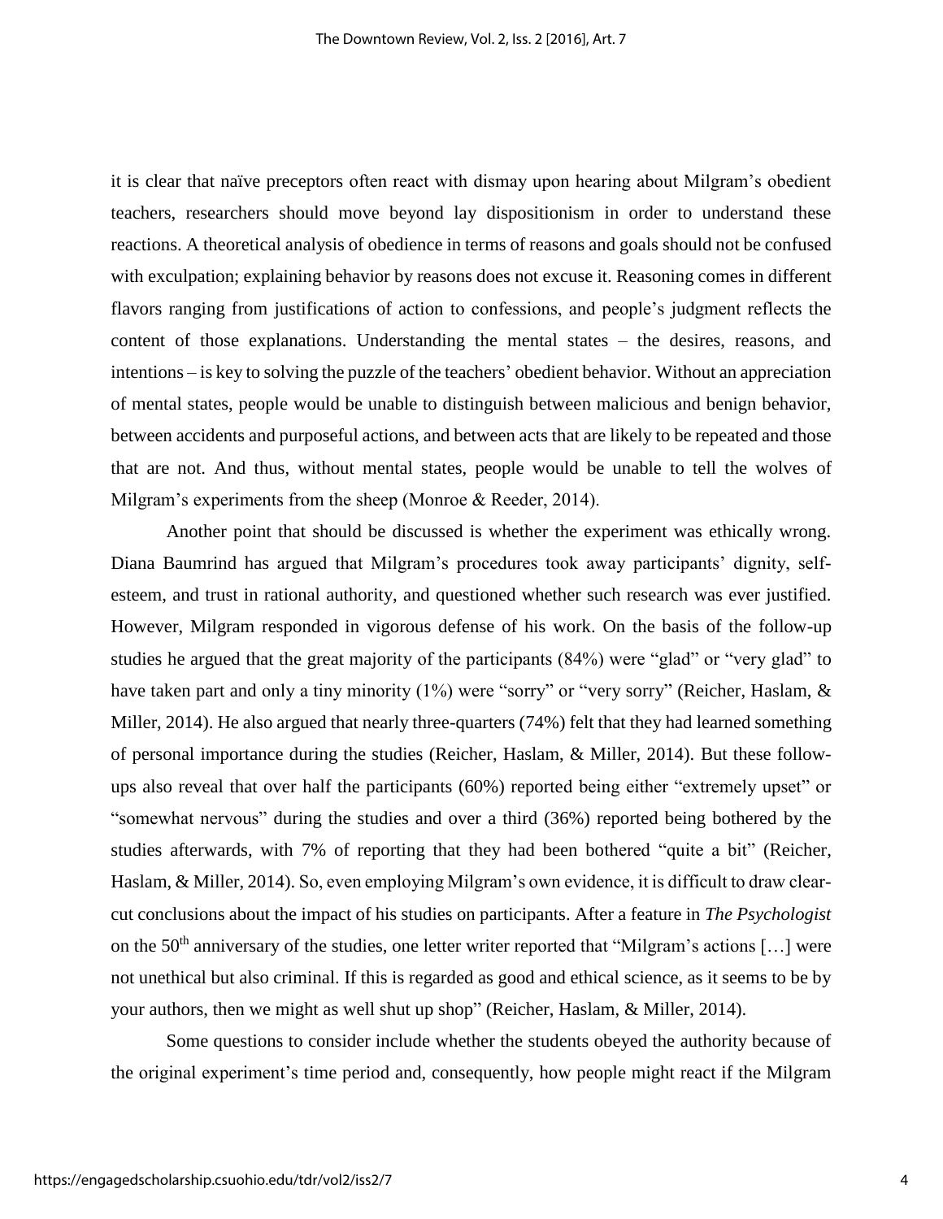it is clear that naïve preceptors often react with dismay upon hearing about Milgram's obedient teachers, researchers should move beyond lay dispositionism in order to understand these reactions. A theoretical analysis of obedience in terms of reasons and goals should not be confused with exculpation; explaining behavior by reasons does not excuse it. Reasoning comes in different flavors ranging from justifications of action to confessions, and people's judgment reflects the content of those explanations. Understanding the mental states – the desires, reasons, and intentions – is key to solving the puzzle of the teachers' obedient behavior. Without an appreciation of mental states, people would be unable to distinguish between malicious and benign behavior, between accidents and purposeful actions, and between acts that are likely to be repeated and those that are not. And thus, without mental states, people would be unable to tell the wolves of Milgram's experiments from the sheep (Monroe & Reeder, 2014).

Another point that should be discussed is whether the experiment was ethically wrong. Diana Baumrind has argued that Milgram's procedures took away participants' dignity, self-esteem, and trust in rational authority, and questioned whether such research was ever justified. However, Milgram responded in vigorous defense of his work. On the basis of the follow-up studies he argued that the great majority of the participants (84%) were "glad" or "very glad" to have taken part and only a tiny minority (1%) were "sorry" or "very sorry" (Reicher, Haslam, & Miller, 2014). He also argued that nearly three-quarters (74%) felt that they had learned something of personal importance during the studies (Reicher, Haslam, & Miller, 2014). But these follow-ups also reveal that over half the participants (60%) reported being either "extremely upset" or "somewhat nervous" during the studies and over a third (36%) reported being bothered by the studies afterwards, with 7% of reporting that they had been bothered "quite a bit" (Reicher, Haslam, & Miller, 2014). So, even employing Milgram's own evidence, it is difficult to draw clear-cut conclusions about the impact of his studies on participants. After a feature in *The Psychologist* on the 50th anniversary of the studies, one letter writer reported that "Milgram's actions […] were not unethical but also criminal. If this is regarded as good and ethical science, as it seems to be by your authors, then we might as well shut up shop" (Reicher, Haslam, & Miller, 2014).

Some questions to consider include whether the students obeyed the authority because of the original experiment's time period and, consequently, how people might react if the Milgram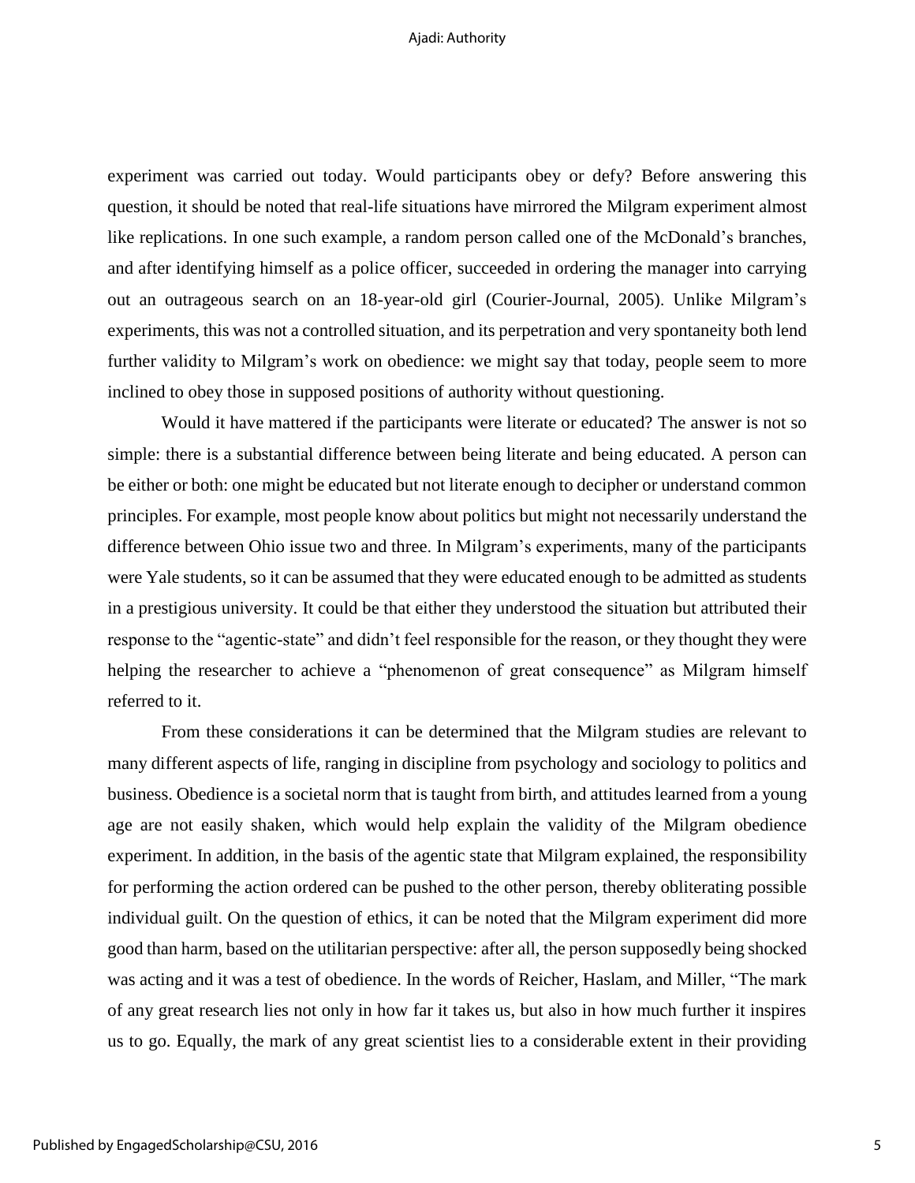experiment was carried out today. Would participants obey or defy? Before answering this question, it should be noted that real-life situations have mirrored the Milgram experiment almost like replications. In one such example, a random person called one of the McDonald's branches, and after identifying himself as a police officer, succeeded in ordering the manager into carrying out an outrageous search on an 18-year-old girl (Courier-Journal, 2005). Unlike Milgram's experiments, this was not a controlled situation, and its perpetration and very spontaneity both lend further validity to Milgram's work on obedience: we might say that today, people seem to more inclined to obey those in supposed positions of authority without questioning.

Would it have mattered if the participants were literate or educated? The answer is not so simple: there is a substantial difference between being literate and being educated. A person can be either or both: one might be educated but not literate enough to decipher or understand common principles. For example, most people know about politics but might not necessarily understand the difference between Ohio issue two and three. In Milgram's experiments, many of the participants were Yale students, so it can be assumed that they were educated enough to be admitted as students in a prestigious university. It could be that either they understood the situation but attributed their response to the "agentic-state" and didn't feel responsible for the reason, or they thought they were helping the researcher to achieve a "phenomenon of great consequence" as Milgram himself referred to it.

From these considerations it can be determined that the Milgram studies are relevant to many different aspects of life, ranging in discipline from psychology and sociology to politics and business. Obedience is a societal norm that is taught from birth, and attitudes learned from a young age are not easily shaken, which would help explain the validity of the Milgram obedience experiment. In addition, in the basis of the agentic state that Milgram explained, the responsibility for performing the action ordered can be pushed to the other person, thereby obliterating possible individual guilt. On the question of ethics, it can be noted that the Milgram experiment did more good than harm, based on the utilitarian perspective: after all, the person supposedly being shocked was acting and it was a test of obedience. In the words of Reicher, Haslam, and Miller, "The mark of any great research lies not only in how far it takes us, but also in how much further it inspires us to go. Equally, the mark of any great scientist lies to a considerable extent in their providing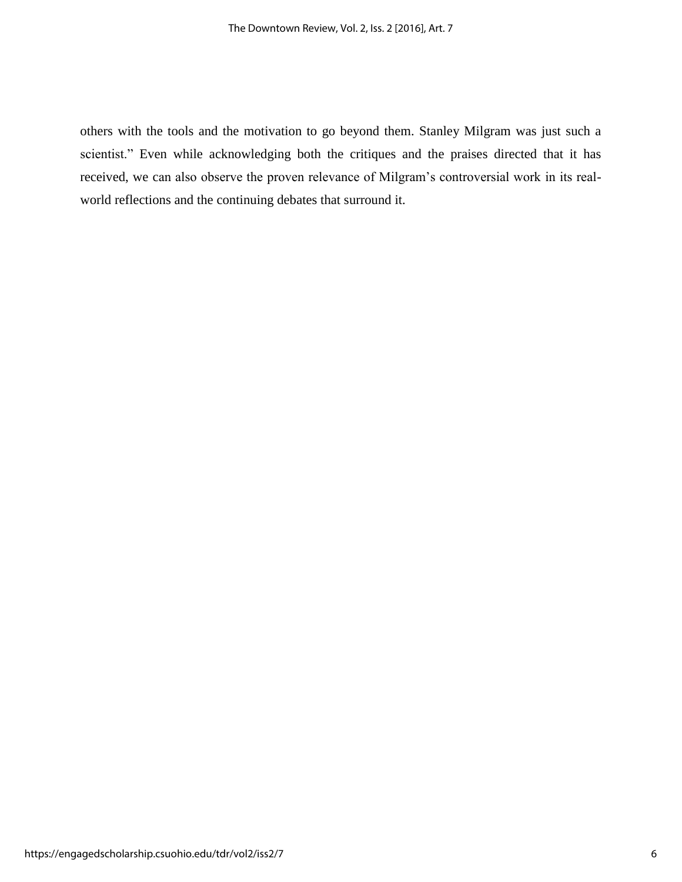others with the tools and the motivation to go beyond them. Stanley Milgram was just such a scientist." Even while acknowledging both the critiques and the praises directed that it has received, we can also observe the proven relevance of Milgram's controversial work in its real-world reflections and the continuing debates that surround it.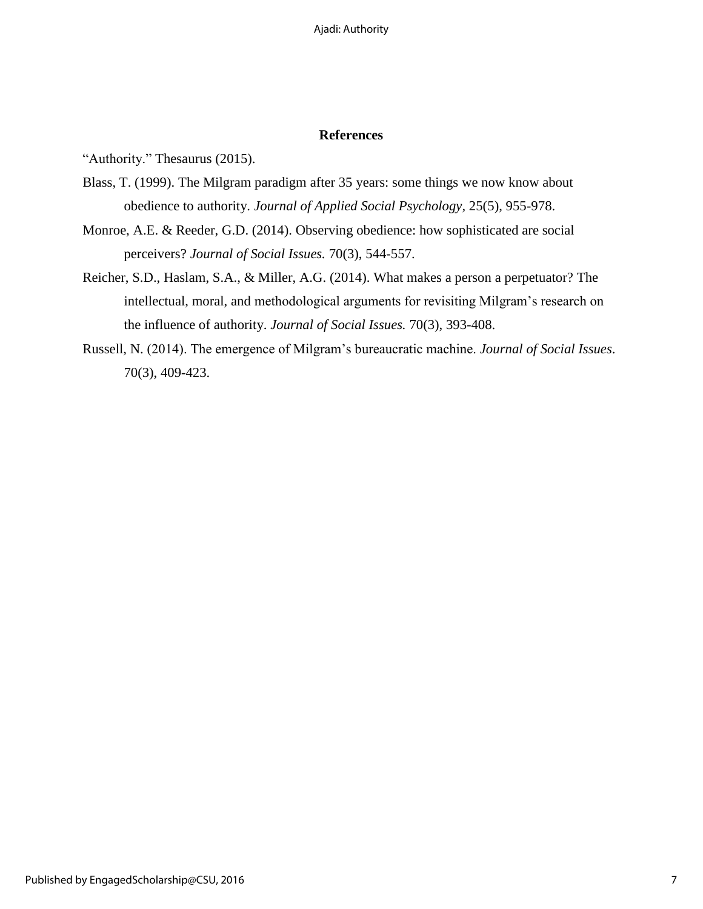## References

"Authority." Thesaurus (2015).

Blass, T. (1999). The Milgram paradigm after 35 years: some things we now know about obedience to authority. *Journal of Applied Social Psychology*, 25(5), 955-978.

Monroe, A.E. & Reeder, G.D. (2014). Observing obedience: how sophisticated are social perceivers? *Journal of Social Issues.* 70(3), 544-557.

Reicher, S.D., Haslam, S.A., & Miller, A.G. (2014). What makes a person a perpetuator? The intellectual, moral, and methodological arguments for revisiting Milgram's research on the influence of authority. *Journal of Social Issues.* 70(3), 393-408.

Russell, N. (2014). The emergence of Milgram's bureaucratic machine. *Journal of Social Issues*. 70(3), 409-423.